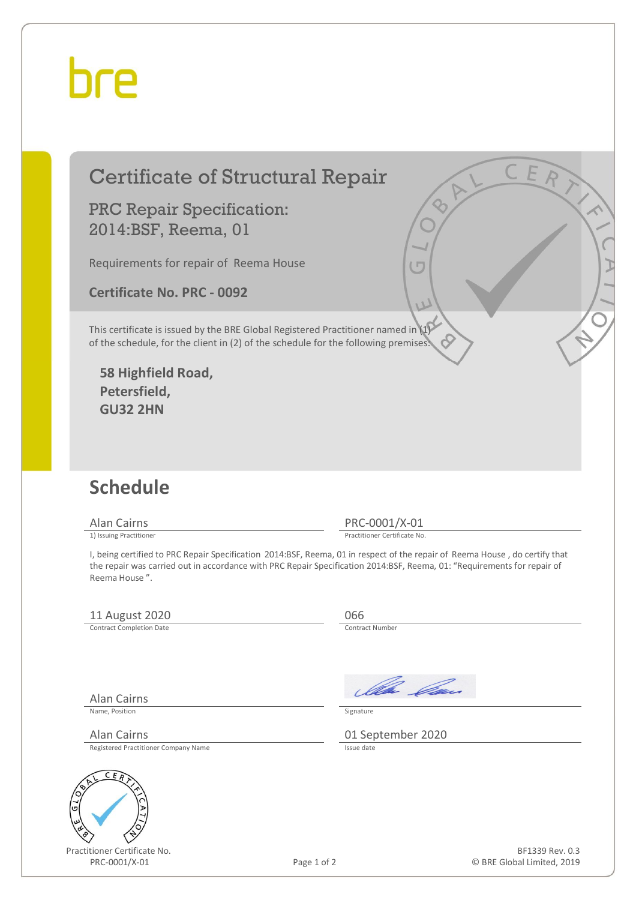bre

# Certificate of Structural Repair

## PRC Repair Specification: 2014:BSF, Reema, 01

Requirements for repair of Reema House

**Certificate No. PRC - 0092**

This certificate is issued by the BRE Global Registered Practitioner named in (1) of the schedule, for the client in (2) of the schedule, for the following premises:

**58 Highfield Road,**
**Petersfield,**
**GU32 2HN**

## Schedule

Alan Cairns
1) Issuing Practitioner

PRC-0001/X-01
Practitioner Certificate No.

I, being certified to PRC Repair Specification 2014:BSF, Reema, 01 in respect of the repair of Reema House , do certify that the repair was carried out in accordance with PRC Repair Specification 2014:BSF, Reema, 01: "Requirements for repair of Reema House ".

11 August 2020
Contract Completion Date

066
Contract Number

Alan Cairns
Name, Position

Signature

Alan Cairns
Registered Practitioner Company Name

01 September 2020
Issue date

Practitioner Certificate No.
PRC-0001/X-01

BF1339 Rev. 0.3
© BRE Global Limited, 2019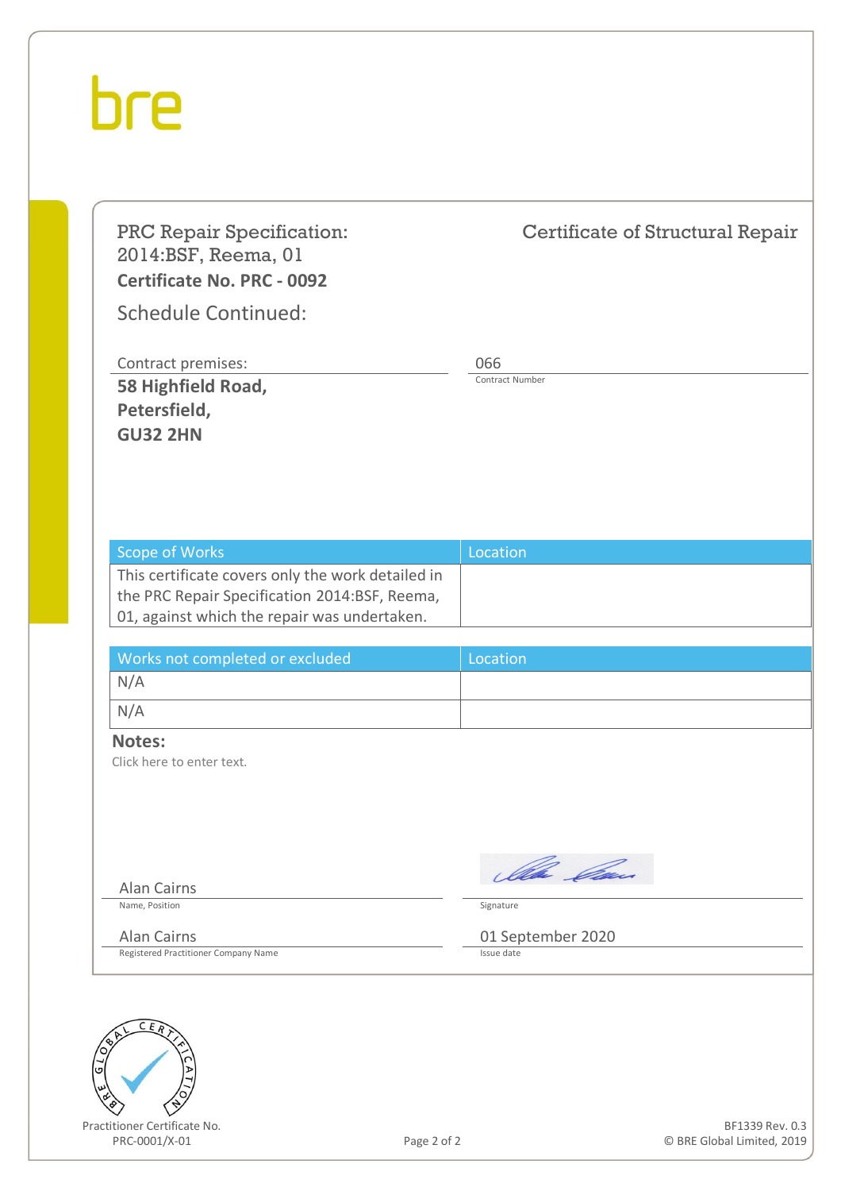bre

PRC Repair Specification: 2014:BSF, Reema, 01

**Certificate No. PRC - 0092**

Certificate of Structural Repair

## Schedule Continued:

Contract premises:

**58 Highfield Road,**
**Petersfield,**
**GU32 2HN**

066
Contract Number

| Scope of Works | Location |
|---|---|
| This certificate covers only the work detailed in the PRC Repair Specification 2014:BSF, Reema, 01, against which the repair was undertaken. | |

| Works not completed or excluded | Location |
|---|---|
| N/A | |
| N/A | |

**Notes:**

Click here to enter text.

Alan Cairns
Name, Position

Signature

Alan Cairns
Registered Practitioner Company Name

01 September 2020
Issue date

BRE GLOBAL CERTIFICATION

Practitioner Certificate No.
PRC-0001/X-01

BF1339 Rev. 0.3
© BRE Global Limited, 2019